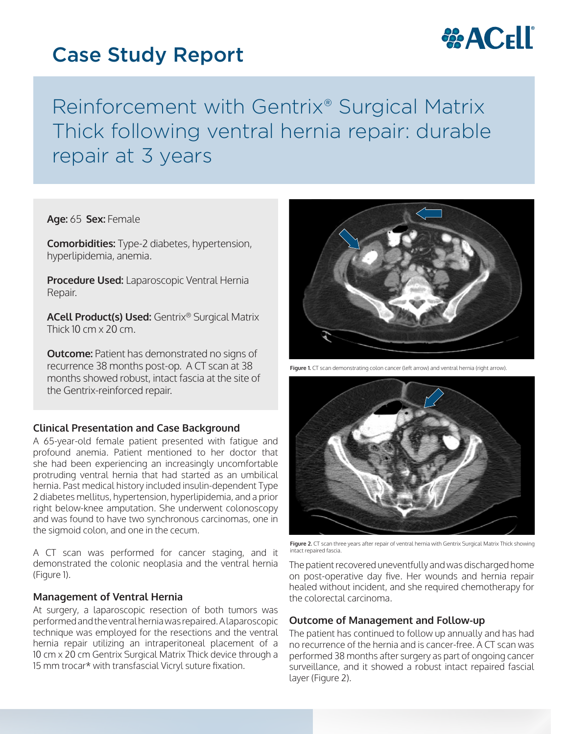# Case Study Report

## Reinforcement with Gentrix® Surgical Matrix Thick following ventral hernia repair: durable repair at 3 years

**Age:** 65 **Sex:** Female

**Comorbidities:** Type-2 diabetes, hypertension, hyperlipidemia, anemia.

**Procedure Used:** Laparoscopic Ventral Hernia Repair.

**ACell Product(s) Used:** Gentrix® Surgical Matrix Thick 10 cm x 20 cm.

**Outcome:** Patient has demonstrated no signs of recurrence 38 months post-op. A CT scan at 38 months showed robust, intact fascia at the site of the Gentrix-reinforced repair.

### Clinical Presentation and Case Background

A 65-year-old female patient presented with fatigue and profound anemia. Patient mentioned to her doctor that she had been experiencing an increasingly uncomfortable protruding ventral hernia that had started as an umbilical hernia. Past medical history included insulin-dependent Type 2 diabetes mellitus, hypertension, hyperlipidemia, and a prior right below-knee amputation. She underwent colonoscopy and was found to have two synchronous carcinomas, one in the sigmoid colon, and one in the cecum.

A CT scan was performed for cancer staging, and it demonstrated the colonic neoplasia and the ventral hernia (Figure 1).

### Management of Ventral Hernia

At surgery, a laparoscopic resection of both tumors was performed and the ventral hernia was repaired. A laparoscopic technique was employed for the resections and the ventral hernia repair utilizing an intraperitoneal placement of a 10 cm x 20 cm Gentrix Surgical Matrix Thick device through a 15 mm trocar* with transfascial Vicryl suture fixation.

**Figure 1.** CT scan demonstrating colon cancer (left arrow) and ventral hernia (right arrow).

**Figure 2.** CT scan three years after repair of ventral hernia with Gentrix Surgical Matrix Thick showing intact repaired fascia.

The patient recovered uneventfully and was discharged home on post-operative day five. Her wounds and hernia repair healed without incident, and she required chemotherapy for the colorectal carcinoma.

### Outcome of Management and Follow-up

The patient has continued to follow up annually and has had no recurrence of the hernia and is cancer-free. A CT scan was performed 38 months after surgery as part of ongoing cancer surveillance, and it showed a robust intact repaired fascial layer (Figure 2).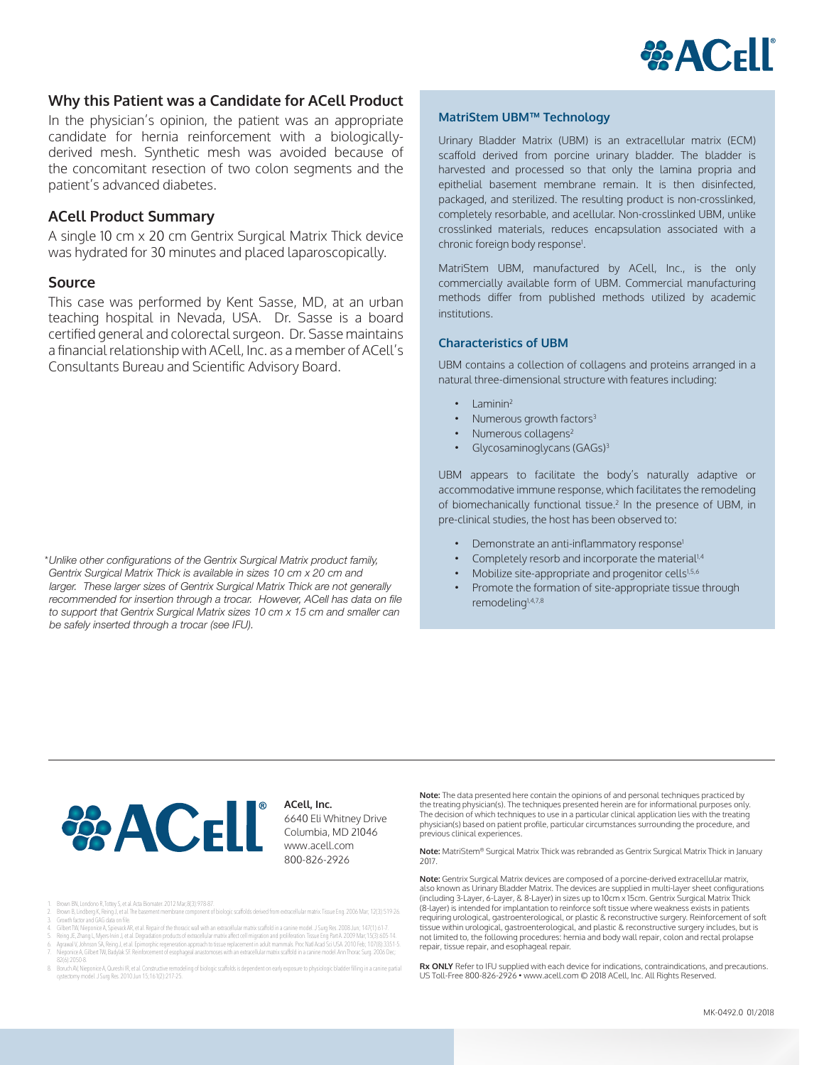## Why this Patient was a Candidate for ACell Product

In the physician's opinion, the patient was an appropriate candidate for hernia reinforcement with a biologically-derived mesh. Synthetic mesh was avoided because of the concomitant resection of two colon segments and the patient's advanced diabetes.

## ACell Product Summary

A single 10 cm x 20 cm Gentrix Surgical Matrix Thick device was hydrated for 30 minutes and placed laparoscopically.

## Source

This case was performed by Kent Sasse, MD, at an urban teaching hospital in Nevada, USA. Dr. Sasse is a board certified general and colorectal surgeon. Dr. Sasse maintains a financial relationship with ACell, Inc. as a member of ACell's Consultants Bureau and Scientific Advisory Board.

*Unlike other configurations of the Gentrix Surgical Matrix product family, Gentrix Surgical Matrix Thick is available in sizes 10 cm x 20 cm and larger. These larger sizes of Gentrix Surgical Matrix Thick are not generally recommended for insertion through a trocar. However, ACell has data on file to support that Gentrix Surgical Matrix sizes 10 cm x 15 cm and smaller can be safely inserted through a trocar (see IFU).*

### MatriStem UBM™ Technology

Urinary Bladder Matrix (UBM) is an extracellular matrix (ECM) scaffold derived from porcine urinary bladder. The bladder is harvested and processed so that only the lamina propria and epithelial basement membrane remain. It is then disinfected, packaged, and sterilized. The resulting product is non-crosslinked, completely resorbable, and acellular. Non-crosslinked UBM, unlike crosslinked materials, reduces encapsulation associated with a chronic foreign body response[1].

MatriStem UBM, manufactured by ACell, Inc., is the only commercially available form of UBM. Commercial manufacturing methods differ from published methods utilized by academic institutions.

### Characteristics of UBM

UBM contains a collection of collagens and proteins arranged in a natural three-dimensional structure with features including:

- Laminin[2]
- Numerous growth factors[3]
- Numerous collagens[2]
- Glycosaminoglycans (GAGs)[3]

UBM appears to facilitate the body's naturally adaptive or accommodative immune response, which facilitates the remodeling of biomechanically functional tissue.[2] In the presence of UBM, in pre-clinical studies, the host has been observed to:

- Demonstrate an anti-inflammatory response[1]
- Completely resorb and incorporate the material[1,4]
- Mobilize site-appropriate and progenitor cells[1,5,6]
- Promote the formation of site-appropriate tissue through remodeling[1,4,7,8]

**ACell, Inc.**
6640 Eli Whitney Drive
Columbia, MD 21046
www.acell.com
800-826-2926

1. Brown BN, Londono R, Tottey S, et al. Acta Biomater. 2012 Mar; 8(3):978-87.
2. Brown B, Lindberg K, Reing J, et al. The basement membrane component of biologic scaffolds derived from extracellular matrix. Tissue Eng. 2006 Mar; 12(3):519-26.
3. Growth factor and GAG data on file.
4. Gilbert TW, Nieponice A, Spievack AR, et al. Repair of the thoracic wall with an extracellular matrix scaffold in a canine model. J Surg Res. 2008 Jun; 147(1):61-7.
5. Reing JE, Zhang L, Myers-Irvin J, et al. Degradation products of extracellular matrix affect cell migration and proliferation. Tissue Eng Part A. 2009 Mar; 15(3):605-14.
6. Agrawal V, Johnson SA, Reing J, et al. Epimorphic regeneration approach to tissue replacement in adult mammals. Proc Natl Acad Sci USA. 2010 Feb; 107(8):3351-5.
7. Nieponice A, Gilbert TW, Badylak SF. Reinforcement of esophageal anastomoses with an extracellular matrix scaffold in a canine model. Ann Thorac Surg. 2006 Dec; 82(6):2050-8.
8. Boruch AV, Nieponice A, Qureshi IR, et al. Constructive remodeling of biologic scaffolds is dependent on early exposure to physiologic bladder filling in a canine partial cystectomy model. J Surg Res. 2010 Jun 15; 161(2):217-25.

**Note:** The data presented here contain the opinions of and personal techniques practiced by the treating physician(s). The techniques presented herein are for informational purposes only. The decision of which techniques to use in a particular clinical application lies with the treating physician(s) based on patient profile, particular circumstances surrounding the procedure, and previous clinical experiences.

**Note:** MatriStem® Surgical Matrix Thick was rebranded as Gentrix Surgical Matrix Thick in January 2017.

**Note:** Gentrix Surgical Matrix devices are composed of a porcine-derived extracellular matrix, also known as Urinary Bladder Matrix. The devices are supplied in multi-layer sheet configurations (including 3-Layer, 6-Layer, & 8-Layer) in sizes up to 10cm x 15cm. Gentrix Surgical Matrix Thick (8-layer) is intended for implantation to reinforce soft tissue where weakness exists in patients requiring urological, gastroenterological, or plastic & reconstructive surgery. Reinforcement of soft tissue within urological, gastroenterological, and plastic & reconstructive surgery includes, but is not limited to, the following procedures: hernia and body wall repair, colon and rectal prolapse repair, tissue repair, and esophageal repair.

**Rx ONLY** Refer to IFU supplied with each device for indications, contraindications, and precautions. US Toll-Free 800-826-2926 • www.acell.com © 2018 ACell, Inc. All Rights Reserved.

MK-0492.0 01/2018